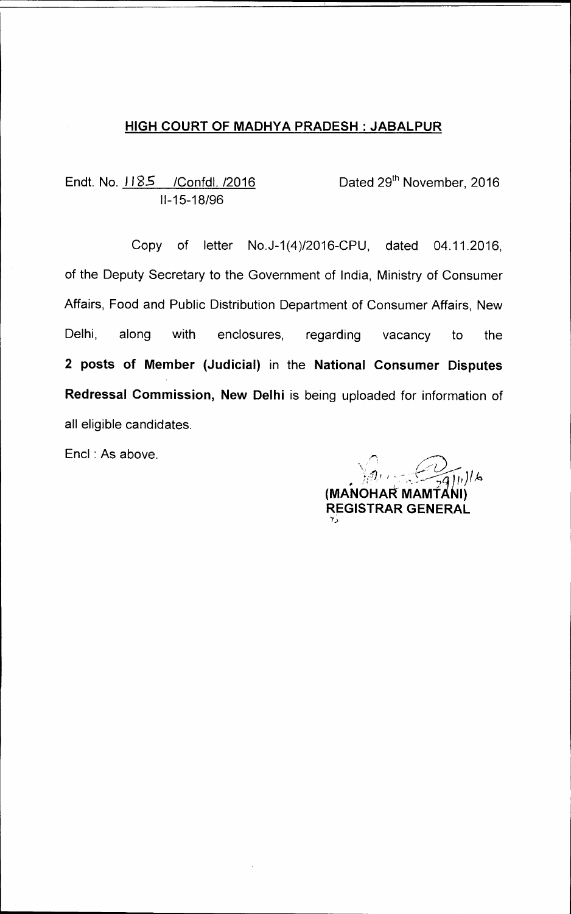**<u>HIGH COURT OF MADHYA PRADESH : JABALPUR</u>**

Endt. No. <u>1185 /Confdl. /2016</u>　　　　　　Dated 29th November, 2016
<u>II-15-18/96</u>

Copy of letter No.J-1(4)/2016-CPU, dated 04.11.2016, of the Deputy Secretary to the Government of India, Ministry of Consumer Affairs, Food and Public Distribution Department of Consumer Affairs, New Delhi, along with enclosures, regarding vacancy to the **2 posts of Member (Judicial)** in the **National Consumer Disputes Redressal Commission, New Delhi** is being uploaded for information of all eligible candidates.

Encl : As above.

29/11/16
**(MANOHAR MAMTANI)**
**REGISTRAR GENERAL**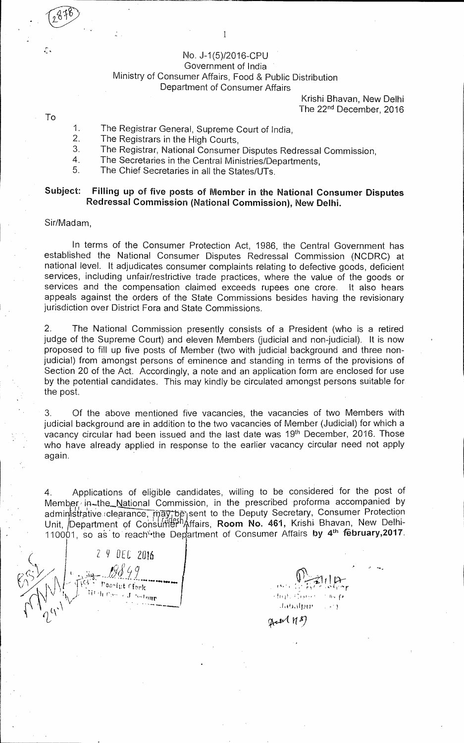No. J-1(5)/2016-CPU
Government of India
Ministry of Consumer Affairs, Food & Public Distribution
Department of Consumer Affairs

Krishi Bhavan, New Delhi
The 22[nd] December, 2016

To

1. The Registrar General, Supreme Court of India,
2. The Registrars in the High Courts,
3. The Registrar, National Consumer Disputes Redressal Commission,
4. The Secretaries in the Central Ministries/Departments,
5. The Chief Secretaries in all the States/UTs.

**Subject: Filling up of five posts of Member in the National Consumer Disputes Redressal Commission (National Commission), New Delhi.**

Sir/Madam,

In terms of the Consumer Protection Act, 1986, the Central Government has established the National Consumer Disputes Redressal Commission (NCDRC) at national level. It adjudicates consumer complaints relating to defective goods, deficient services, including unfair/restrictive trade practices, where the value of the goods or services and the compensation claimed exceeds rupees one crore. It also hears appeals against the orders of the State Commissions besides having the revisionary jurisdiction over District Fora and State Commissions.

2. The National Commission presently consists of a President (who is a retired judge of the Supreme Court) and eleven Members (judicial and non-judicial). It is now proposed to fill up five posts of Member (two with judicial background and three non-judicial) from amongst persons of eminence and standing in terms of the provisions of Section 20 of the Act. Accordingly, a note and an application form are enclosed for use by the potential candidates. This may kindly be circulated amongst persons suitable for the post.

3. Of the above mentioned five vacancies, the vacancies of two Members with judicial background are in addition to the two vacancies of Member (Judicial) for which a vacancy circular had been issued and the last date was 19[th] December, 2016. Those who have already applied in response to the earlier vacancy circular need not apply again.

4. Applications of eligible candidates, willing to be considered for the post of Member in the National Commission, in the prescribed proforma accompanied by administrative clearance, may be sent to the Deputy Secretary, Consumer Protection Unit, Department of Consumer Affairs, **Room No. 461**, Krishi Bhavan, New Delhi-110001, so as to reach the Department of Consumer Affairs **by 4[th] february,2017**.

29 DEC 2016
18849
Receipt Clerk
High Court J. Jabalpur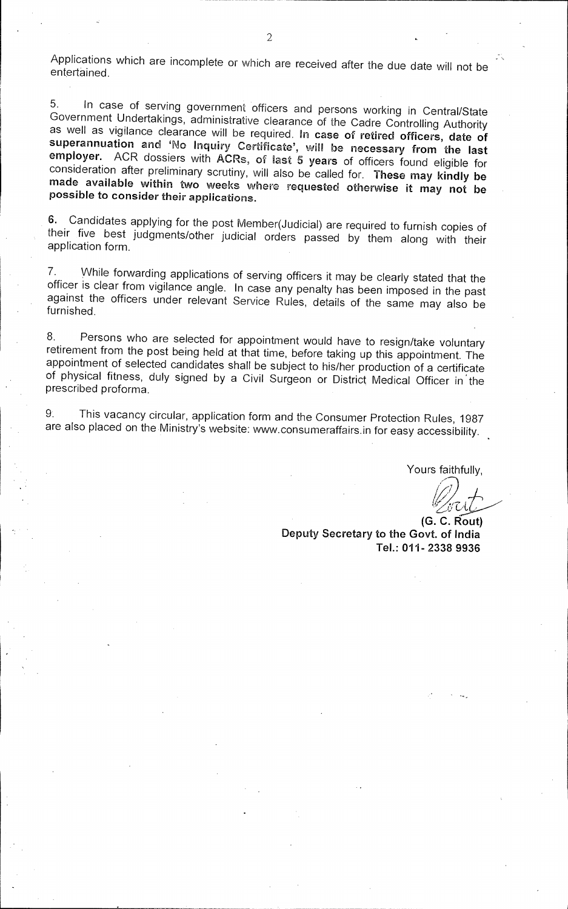Applications which are incomplete or which are received after the due date will not be entertained.

5. In case of serving government officers and persons working in Central/State Government Undertakings, administrative clearance of the Cadre Controlling Authority as well as vigilance clearance will be required. **In case of retired officers, date of superannuation and 'No Inquiry Certificate', will be necessary from the last employer.** ACR dossiers with **ACRs, of last 5 years** of officers found eligible for consideration after preliminary scrutiny, will also be called for. **These may kindly be made available within two weeks where requested otherwise it may not be possible to consider their applications.**

**6.** Candidates applying for the post Member(Judicial) are required to furnish copies of their five best judgments/other judicial orders passed by them along with their application form.

7. While forwarding applications of serving officers it may be clearly stated that the officer is clear from vigilance angle. In case any penalty has been imposed in the past against the officers under relevant Service Rules, details of the same may also be furnished.

8. Persons who are selected for appointment would have to resign/take voluntary retirement from the post being held at that time, before taking up this appointment. The appointment of selected candidates shall be subject to his/her production of a certificate of physical fitness, duly signed by a Civil Surgeon or District Medical Officer in the prescribed proforma.

9. This vacancy circular, application form and the Consumer Protection Rules, 1987 are also placed on the Ministry's website: www.consumeraffairs.in for easy accessibility.

Yours faithfully,

**(G. C. Rout)**
**Deputy Secretary to the Govt. of India**
**Tel.: 011- 2338 9936**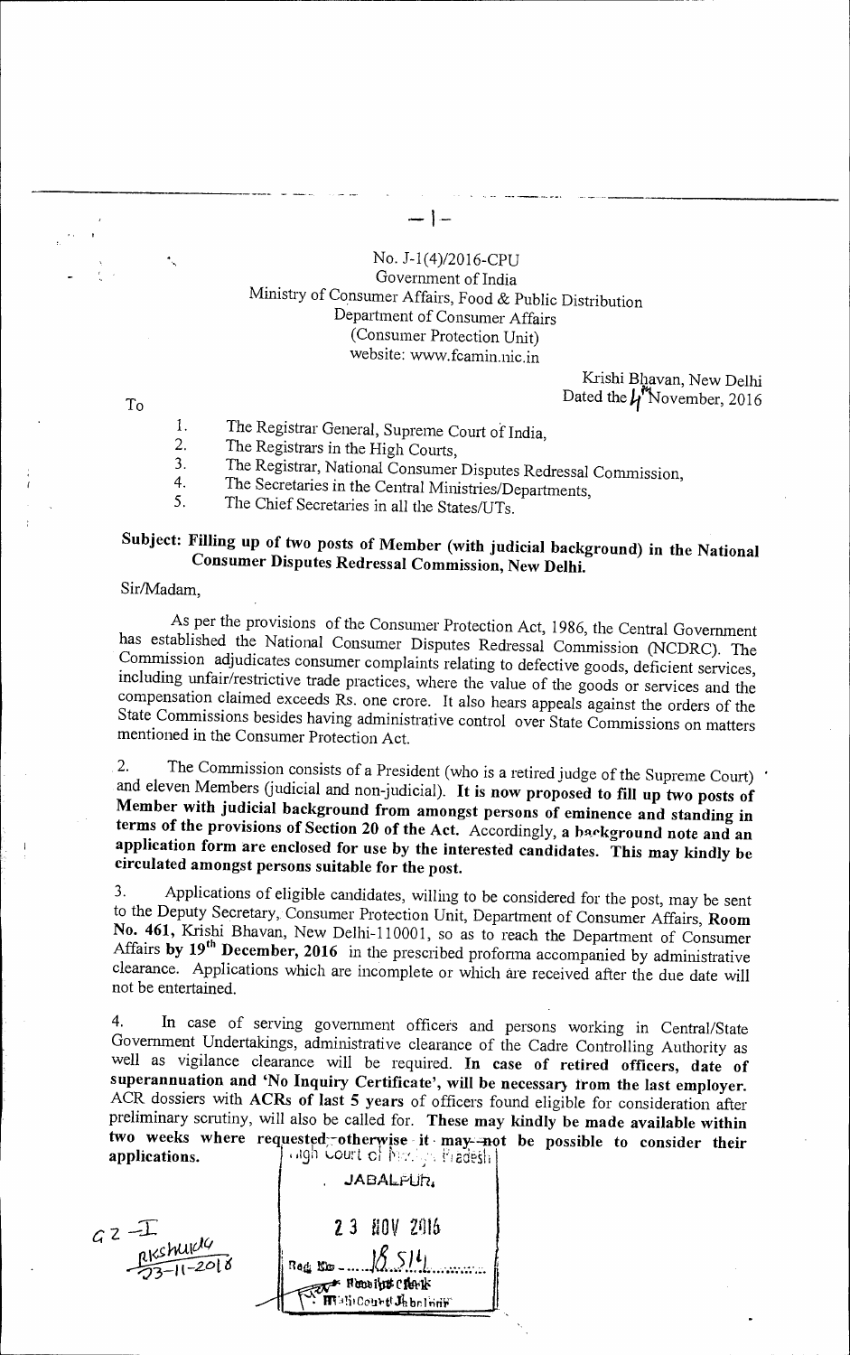No. J-1(4)/2016-CPU
Government of India
Ministry of Consumer Affairs, Food & Public Distribution
Department of Consumer Affairs
(Consumer Protection Unit)
website: www.fcamin.nic.in

Krishi Bhavan, New Delhi
Dated the 4th November, 2016

To

1. The Registrar General, Supreme Court of India,
2. The Registrars in the High Courts,
3. The Registrar, National Consumer Disputes Redressal Commission,
4. The Secretaries in the Central Ministries/Departments,
5. The Chief Secretaries in all the States/UTs.

**Subject: Filling up of two posts of Member (with judicial background) in the National Consumer Disputes Redressal Commission, New Delhi.**

Sir/Madam,

As per the provisions of the Consumer Protection Act, 1986, the Central Government has established the National Consumer Disputes Redressal Commission (NCDRC). The Commission adjudicates consumer complaints relating to defective goods, deficient services, including unfair/restrictive trade practices, where the value of the goods or services and the compensation claimed exceeds Rs. one crore. It also hears appeals against the orders of the State Commissions besides having administrative control over State Commissions on matters mentioned in the Consumer Protection Act.

2. The Commission consists of a President (who is a retired judge of the Supreme Court) and eleven Members (judicial and non-judicial). **It is now proposed to fill up two posts of Member with judicial background from amongst persons of eminence and standing in terms of the provisions of Section 20 of the Act. Accordingly, a background note and an application form are enclosed for use by the interested candidates. This may kindly be circulated amongst persons suitable for the post.**

3. Applications of eligible candidates, willing to be considered for the post, may be sent to the Deputy Secretary, Consumer Protection Unit, Department of Consumer Affairs, **Room No. 461,** Krishi Bhavan, New Delhi-110001, so as to reach the Department of Consumer Affairs **by 19th December, 2016** in the prescribed proforma accompanied by administrative clearance. Applications which are incomplete or which are received after the due date will not be entertained.

4. In case of serving government officers and persons working in Central/State Government Undertakings, administrative clearance of the Cadre Controlling Authority as well as vigilance clearance will be required. **In case of retired officers, date of superannuation and 'No Inquiry Certificate', will be necessary from the last employer.** ACR dossiers with **ACRs of last 5 years** of officers found eligible for consideration after preliminary scrutiny, will also be called for. **These may kindly be made available within two weeks where requested, otherwise it may not be possible to consider their applications.**

High Court of Madhya Pradesh
JABALPUR
23 NOV 2016
Regd. No. 18514
Receipt Clerk
High Court Jabalpur

G Z - I
RKShukla
23-11-2016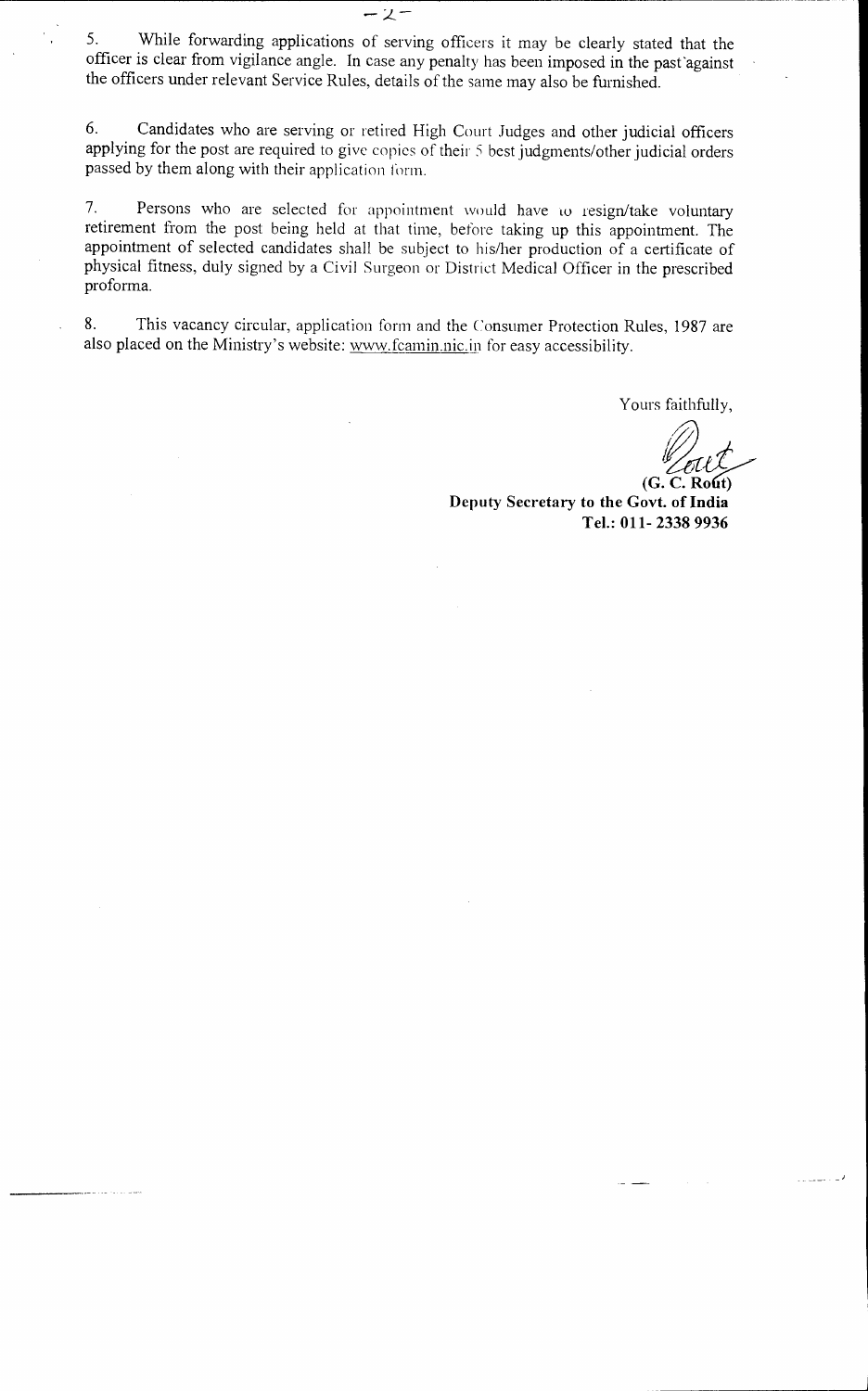5. While forwarding applications of serving officers it may be clearly stated that the officer is clear from vigilance angle. In case any penalty has been imposed in the past against the officers under relevant Service Rules, details of the same may also be furnished.

6. Candidates who are serving or retired High Court Judges and other judicial officers applying for the post are required to give copies of their 5 best judgments/other judicial orders passed by them along with their application form.

7. Persons who are selected for appointment would have to resign/take voluntary retirement from the post being held at that time, before taking up this appointment. The appointment of selected candidates shall be subject to his/her production of a certificate of physical fitness, duly signed by a Civil Surgeon or District Medical Officer in the prescribed proforma.

8. This vacancy circular, application form and the Consumer Protection Rules, 1987 are also placed on the Ministry's website: www.fcamin.nic.in for easy accessibility.

Yours faithfully,

**(G. C. Rout)**
**Deputy Secretary to the Govt. of India**
**Tel.: 011- 2338 9936**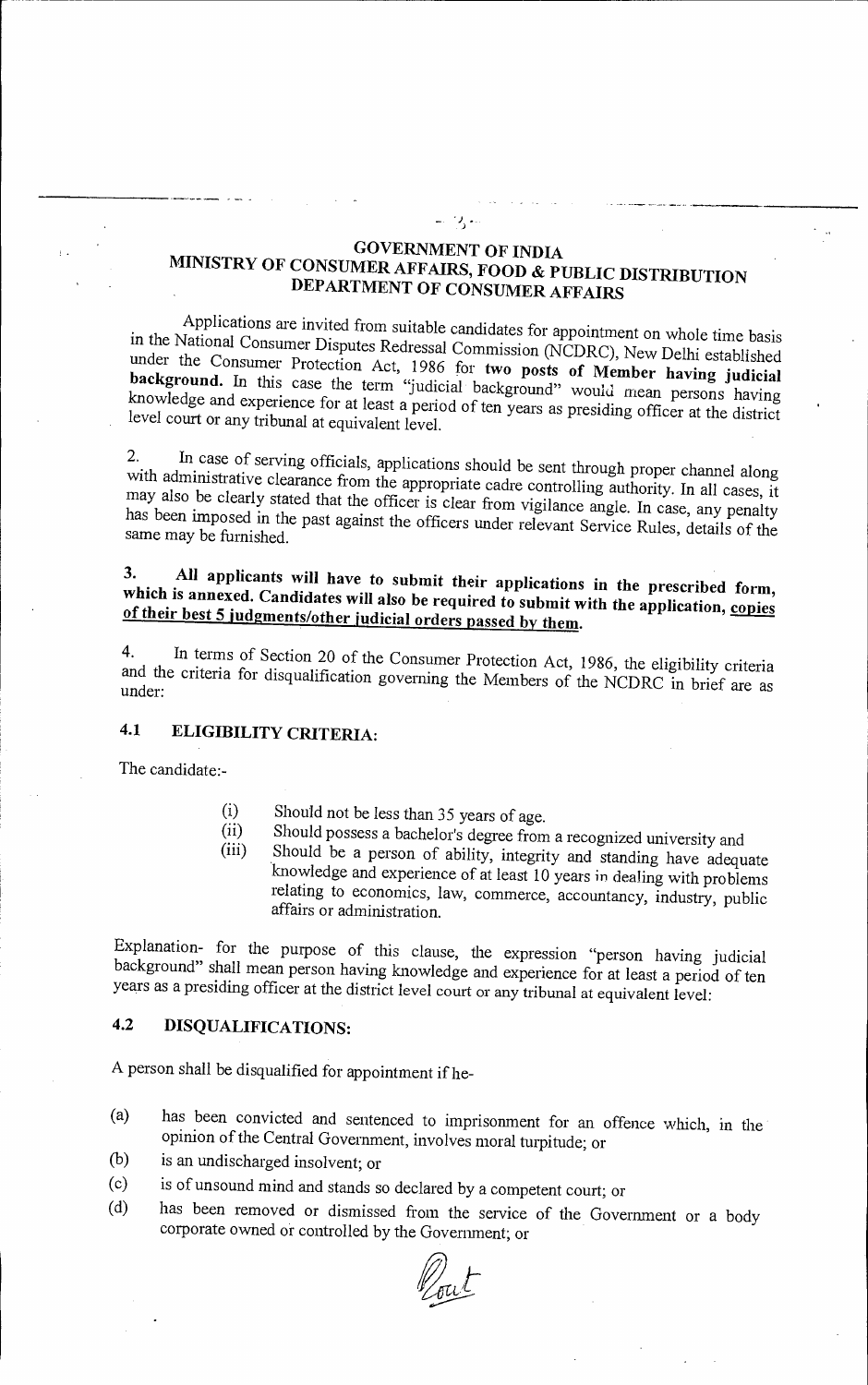# GOVERNMENT OF INDIA
## MINISTRY OF CONSUMER AFFAIRS, FOOD & PUBLIC DISTRIBUTION
## DEPARTMENT OF CONSUMER AFFAIRS

Applications are invited from suitable candidates for appointment on whole time basis in the National Consumer Disputes Redressal Commission (NCDRC), New Delhi established under the Consumer Protection Act, 1986 for **two posts of Member having judicial background.** In this case the term "judicial background" would mean persons having knowledge and experience for at least a period of ten years as presiding officer at the district level court or any tribunal at equivalent level.

2. In case of serving officials, applications should be sent through proper channel along with administrative clearance from the appropriate cadre controlling authority. In all cases, it may also be clearly stated that the officer is clear from vigilance angle. In case, any penalty has been imposed in the past against the officers under relevant Service Rules, details of the same may be furnished.

**3. All applicants will have to submit their applications in the prescribed form, which is annexed. Candidates will also be required to submit with the application, <u>copies of their best 5 judgments/other judicial orders passed by them</u>.**

4. In terms of Section 20 of the Consumer Protection Act, 1986, the eligibility criteria and the criteria for disqualification governing the Members of the NCDRC in brief are as under:

### 4.1 ELIGIBILITY CRITERIA:

The candidate:-

- (i) Should not be less than 35 years of age.
- (ii) Should possess a bachelor's degree from a recognized university and
- (iii) Should be a person of ability, integrity and standing have adequate knowledge and experience of at least 10 years in dealing with problems relating to economics, law, commerce, accountancy, industry, public affairs or administration.

Explanation- for the purpose of this clause, the expression "person having judicial background" shall mean person having knowledge and experience for at least a period of ten years as a presiding officer at the district level court or any tribunal at equivalent level:

### 4.2 DISQUALIFICATIONS:

A person shall be disqualified for appointment if he-

- (a) has been convicted and sentenced to imprisonment for an offence which, in the opinion of the Central Government, involves moral turpitude; or
- (b) is an undischarged insolvent; or
- (c) is of unsound mind and stands so declared by a competent court; or
- (d) has been removed or dismissed from the service of the Government or a body corporate owned or controlled by the Government; or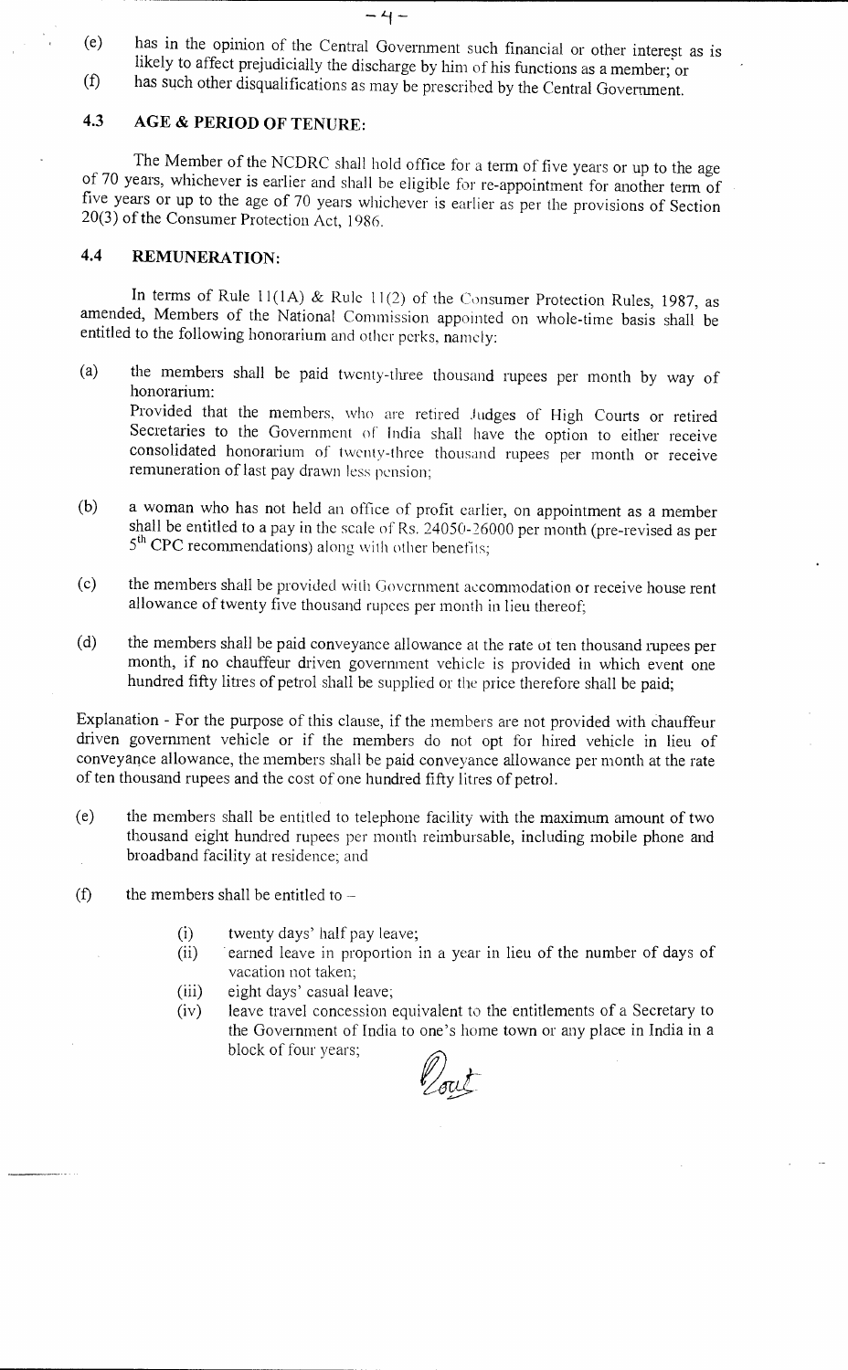(e) has in the opinion of the Central Government such financial or other interest as is likely to affect prejudicially the discharge by him of his functions as a member; or

(f) has such other disqualifications as may be prescribed by the Central Government.

### 4.3 AGE & PERIOD OF TENURE:

The Member of the NCDRC shall hold office for a term of five years or up to the age of 70 years, whichever is earlier and shall be eligible for re-appointment for another term of five years or up to the age of 70 years whichever is earlier as per the provisions of Section 20(3) of the Consumer Protection Act, 1986.

### 4.4 REMUNERATION:

In terms of Rule 11(1A) & Rule 11(2) of the Consumer Protection Rules, 1987, as amended, Members of the National Commission appointed on whole-time basis shall be entitled to the following honorarium and other perks, namely:

(a) the members shall be paid twenty-three thousand rupees per month by way of honorarium:
Provided that the members, who are retired Judges of High Courts or retired Secretaries to the Government of India shall have the option to either receive consolidated honorarium of twenty-three thousand rupees per month or receive remuneration of last pay drawn less pension;

(b) a woman who has not held an office of profit earlier, on appointment as a member shall be entitled to a pay in the scale of Rs. 24050-26000 per month (pre-revised as per 5th CPC recommendations) along with other benefits;

(c) the members shall be provided with Government accommodation or receive house rent allowance of twenty five thousand rupees per month in lieu thereof;

(d) the members shall be paid conveyance allowance at the rate of ten thousand rupees per month, if no chauffeur driven government vehicle is provided in which event one hundred fifty litres of petrol shall be supplied or the price therefore shall be paid;

Explanation - For the purpose of this clause, if the members are not provided with chauffeur driven government vehicle or if the members do not opt for hired vehicle in lieu of conveyance allowance, the members shall be paid conveyance allowance per month at the rate of ten thousand rupees and the cost of one hundred fifty litres of petrol.

(e) the members shall be entitled to telephone facility with the maximum amount of two thousand eight hundred rupees per month reimbursable, including mobile phone and broadband facility at residence; and

(f) the members shall be entitled to –

(i) twenty days' half pay leave;
(ii) earned leave in proportion in a year in lieu of the number of days of vacation not taken;
(iii) eight days' casual leave;
(iv) leave travel concession equivalent to the entitlements of a Secretary to the Government of India to one's home town or any place in India in a block of four years;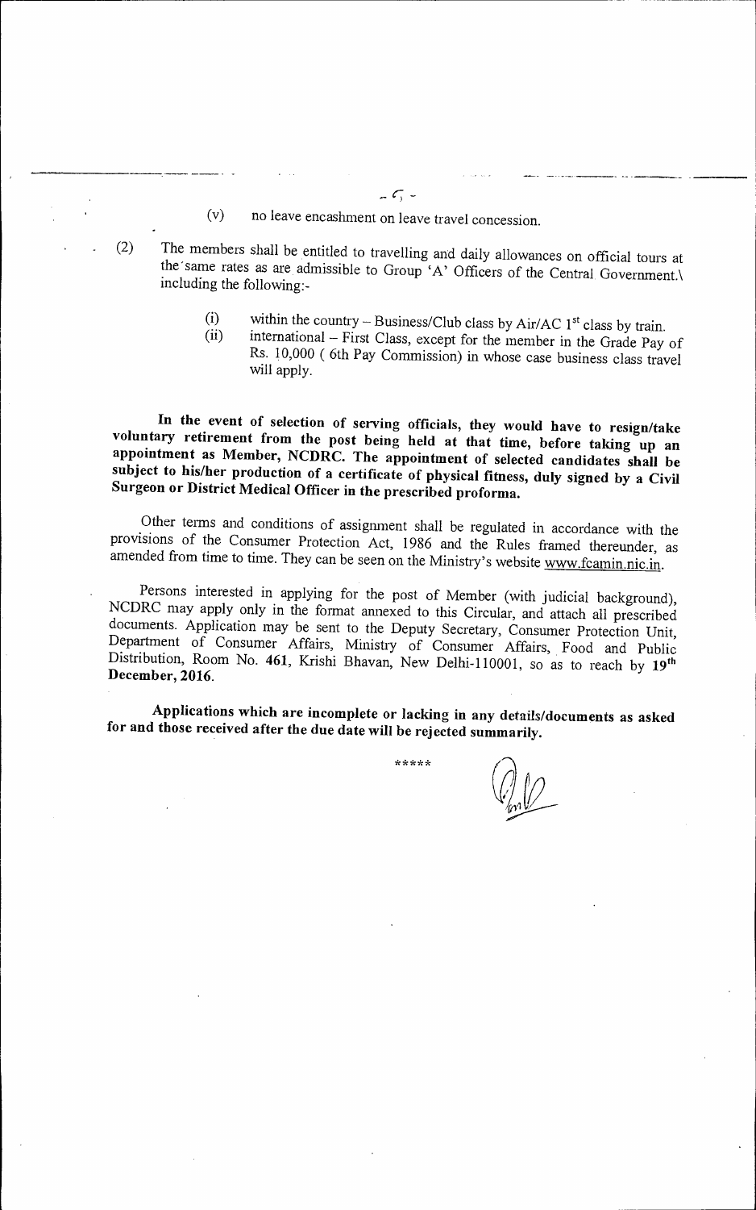(v) no leave encashment on leave travel concession.

(2) The members shall be entitled to travelling and daily allowances on official tours at the same rates as are admissible to Group 'A' Officers of the Central Government.\ including the following:-

(i) within the country – Business/Club class by Air/AC 1st class by train.
(ii) international – First Class, except for the member in the Grade Pay of Rs. 10,000 ( 6th Pay Commission) in whose case business class travel will apply.

**In the event of selection of serving officials, they would have to resign/take voluntary retirement from the post being held at that time, before taking up an appointment as Member, NCDRC. The appointment of selected candidates shall be subject to his/her production of a certificate of physical fitness, duly signed by a Civil Surgeon or District Medical Officer in the prescribed proforma.**

Other terms and conditions of assignment shall be regulated in accordance with the provisions of the Consumer Protection Act, 1986 and the Rules framed thereunder, as amended from time to time. They can be seen on the Ministry's website www.fcamin.nic.in.

Persons interested in applying for the post of Member (with judicial background), NCDRC may apply only in the format annexed to this Circular, and attach all prescribed documents. Application may be sent to the Deputy Secretary, Consumer Protection Unit, Department of Consumer Affairs, Ministry of Consumer Affairs, Food and Public Distribution, Room No. **461**, Krishi Bhavan, New Delhi-110001, so as to reach by **19th December, 2016.**

**Applications which are incomplete or lacking in any details/documents as asked for and those received after the due date will be rejected summarily.**

*****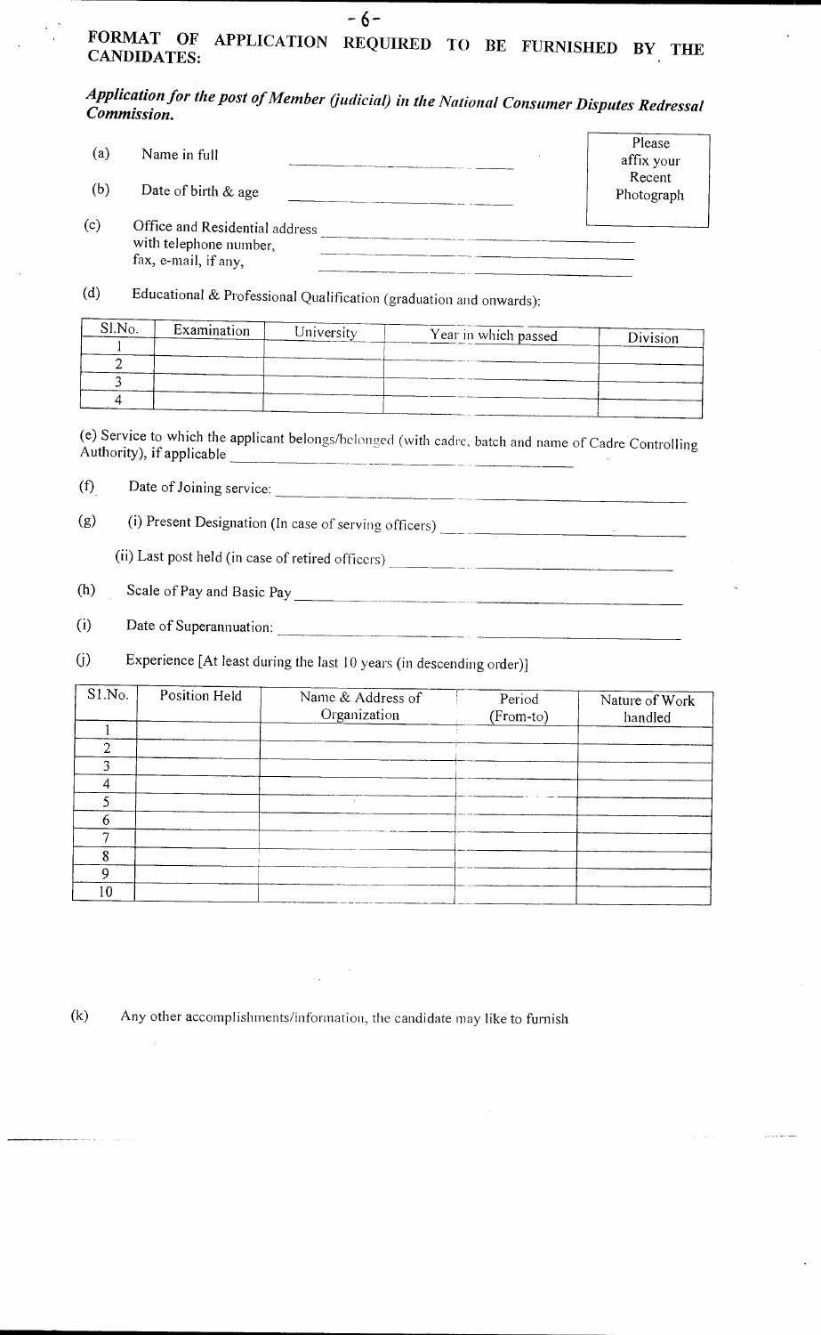## FORMAT OF APPLICATION REQUIRED TO BE FURNISHED BY THE CANDIDATES:

***Application for the post of Member (judicial) in the National Consumer Disputes Redressal Commission.***

| Please affix your Recent Photograph |
|---|

(a) Name in full ______________________

(b) Date of birth & age ______________________

(c) Office and Residential address with telephone number, fax, e-mail, if any, ______________________

(d) Educational & Professional Qualification (graduation and onwards):

| Sl.No. | Examination | University | Year in which passed | Division |
|---|---|---|---|---|
| 1 | | | | |
| 2 | | | | |
| 3 | | | | |
| 4 | | | | |

(e) Service to which the applicant belongs/belonged (with cadre, batch and name of Cadre Controlling Authority), if applicable ______________________

(f) Date of Joining service: ______________________

(g) (i) Present Designation (In case of serving officers) ______________________

(ii) Last post held (in case of retired officers) ______________________

(h) Scale of Pay and Basic Pay ______________________

(i) Date of Superannuation: ______________________

(j) Experience [At least during the last 10 years (in descending order)]

| Sl.No. | Position Held | Name & Address of Organization | Period (From-to) | Nature of Work handled |
|---|---|---|---|---|
| 1 | | | | |
| 2 | | | | |
| 3 | | | | |
| 4 | | | | |
| 5 | | | | |
| 6 | | | | |
| 7 | | | | |
| 8 | | | | |
| 9 | | | | |
| 10 | | | | |

(k) Any other accomplishments/information, the candidate may like to furnish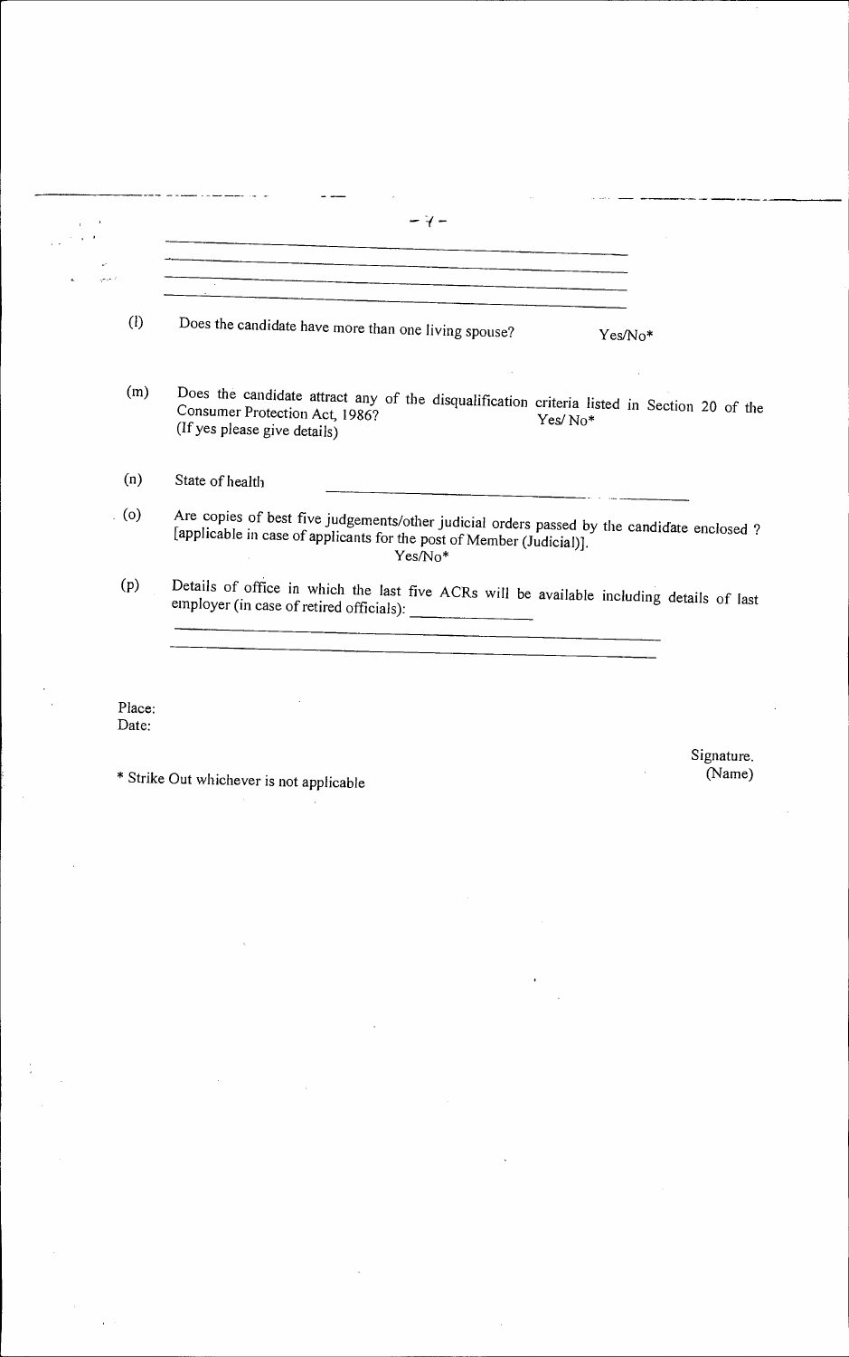(l) Does the candidate have more than one living spouse? Yes/No*

(m) Does the candidate attract any of the disqualification criteria listed in Section 20 of the Consumer Protection Act, 1986? Yes/ No*
(If yes please give details)

(n) State of health ____________________

(o) Are copies of best five judgements/other judicial orders passed by the candidate enclosed ? [applicable in case of applicants for the post of Member (Judicial)]. Yes/No*

(p) Details of office in which the last five ACRs will be available including details of last employer (in case of retired officials): ____________________

Place:
Date:

Signature.
(Name)

* Strike Out whichever is not applicable